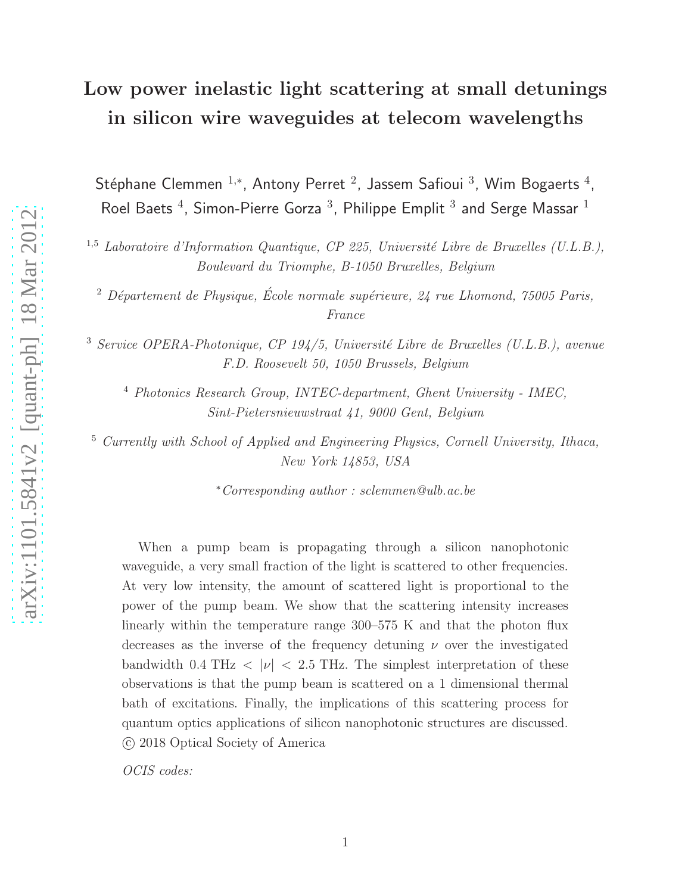# Low power inelastic light scattering at small detunings in silicon wire waveguides at telecom wavelengths

Stéphane Clemmen [1,*], Antony Perret [2], Jassem Safioui [3], Wim Bogaerts [4], Roel Baets [4], Simon-Pierre Gorza [3], Philippe Emplit [3] and Serge Massar [1]

[1,5] *Laboratoire d'Information Quantique, CP 225, Université Libre de Bruxelles (U.L.B.), Boulevard du Triomphe, B-1050 Bruxelles, Belgium*

[2] *Département de Physique, École normale supérieure, 24 rue Lhomond, 75005 Paris, France*

[3] *Service OPERA-Photonique, CP 194/5, Université Libre de Bruxelles (U.L.B.), avenue F.D. Roosevelt 50, 1050 Brussels, Belgium*

[4] *Photonics Research Group, INTEC-department, Ghent University - IMEC, Sint-Pietersnieuwstraat 41, 9000 Gent, Belgium*

[5] *Currently with School of Applied and Engineering Physics, Cornell University, Ithaca, New York 14853, USA*

*Corresponding author : sclemmen@ulb.ac.be

When a pump beam is propagating through a silicon nanophotonic waveguide, a very small fraction of the light is scattered to other frequencies. At very low intensity, the amount of scattered light is proportional to the power of the pump beam. We show that the scattering intensity increases linearly within the temperature range 300–575 K and that the photon flux decreases as the inverse of the frequency detuning $\nu$ over the investigated bandwidth 0.4 THz $< |\nu| <$ 2.5 THz. The simplest interpretation of these observations is that the pump beam is scattered on a 1 dimensional thermal bath of excitations. Finally, the implications of this scattering process for quantum optics applications of silicon nanophotonic structures are discussed. © 2018 Optical Society of America

*OCIS codes:*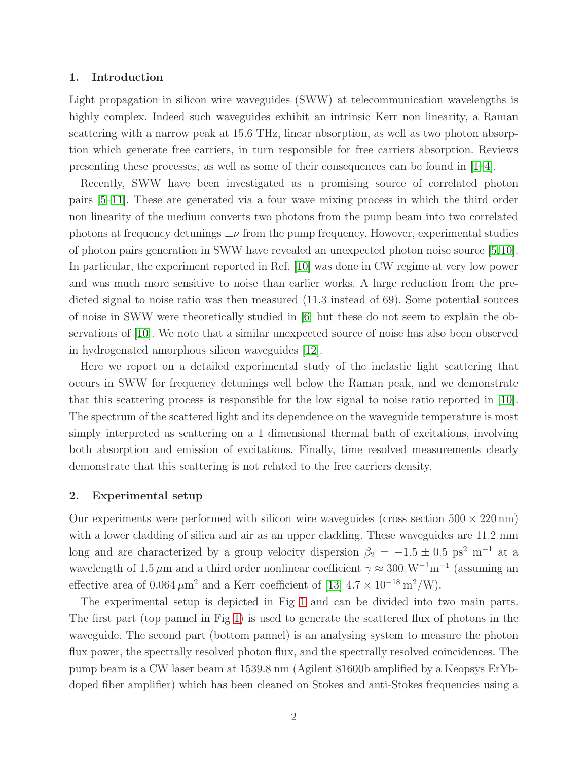## 1. Introduction

Light propagation in silicon wire waveguides (SWW) at telecommunication wavelengths is highly complex. Indeed such waveguides exhibit an intrinsic Kerr non linearity, a Raman scattering with a narrow peak at 15.6 THz, linear absorption, as well as two photon absorption which generate free carriers, in turn responsible for free carriers absorption. Reviews presenting these processes, as well as some of their consequences can be found in [1–4].

Recently, SWW have been investigated as a promising source of correlated photon pairs [5–11]. These are generated via a four wave mixing process in which the third order non linearity of the medium converts two photons from the pump beam into two correlated photons at frequency detunings $\pm\nu$ from the pump frequency. However, experimental studies of photon pairs generation in SWW have revealed an unexpected photon noise source [5, 10]. In particular, the experiment reported in Ref. [10] was done in CW regime at very low power and was much more sensitive to noise than earlier works. A large reduction from the predicted signal to noise ratio was then measured (11.3 instead of 69). Some potential sources of noise in SWW were theoretically studied in [6] but these do not seem to explain the observations of [10]. We note that a similar unexpected source of noise has also been observed in hydrogenated amorphous silicon waveguides [12].

Here we report on a detailed experimental study of the inelastic light scattering that occurs in SWW for frequency detunings well below the Raman peak, and we demonstrate that this scattering process is responsible for the low signal to noise ratio reported in [10]. The spectrum of the scattered light and its dependence on the waveguide temperature is most simply interpreted as scattering on a 1 dimensional thermal bath of excitations, involving both absorption and emission of excitations. Finally, time resolved measurements clearly demonstrate that this scattering is not related to the free carriers density.

## 2. Experimental setup

Our experiments were performed with silicon wire waveguides (cross section $500 \times 220\,\text{nm}$) with a lower cladding of silica and air as an upper cladding. These waveguides are 11.2 mm long and are characterized by a group velocity dispersion $\beta_2 = -1.5 \pm 0.5$ ps$^2$ m$^{-1}$ at a wavelength of $1.5\,\mu$m and a third order nonlinear coefficient $\gamma \approx 300$ W$^{-1}$m$^{-1}$ (assuming an effective area of $0.064\,\mu\text{m}^2$ and a Kerr coefficient of [13] $4.7 \times 10^{-18}$ m$^2$/W).

The experimental setup is depicted in Fig 1 and can be divided into two main parts. The first part (top pannel in Fig 1) is used to generate the scattered flux of photons in the waveguide. The second part (bottom pannel) is an analysing system to measure the photon flux power, the spectrally resolved photon flux, and the spectrally resolved coincidences. The pump beam is a CW laser beam at 1539.8 nm (Agilent 81600b amplified by a Keopsys ErYb-doped fiber amplifier) which has been cleaned on Stokes and anti-Stokes frequencies using a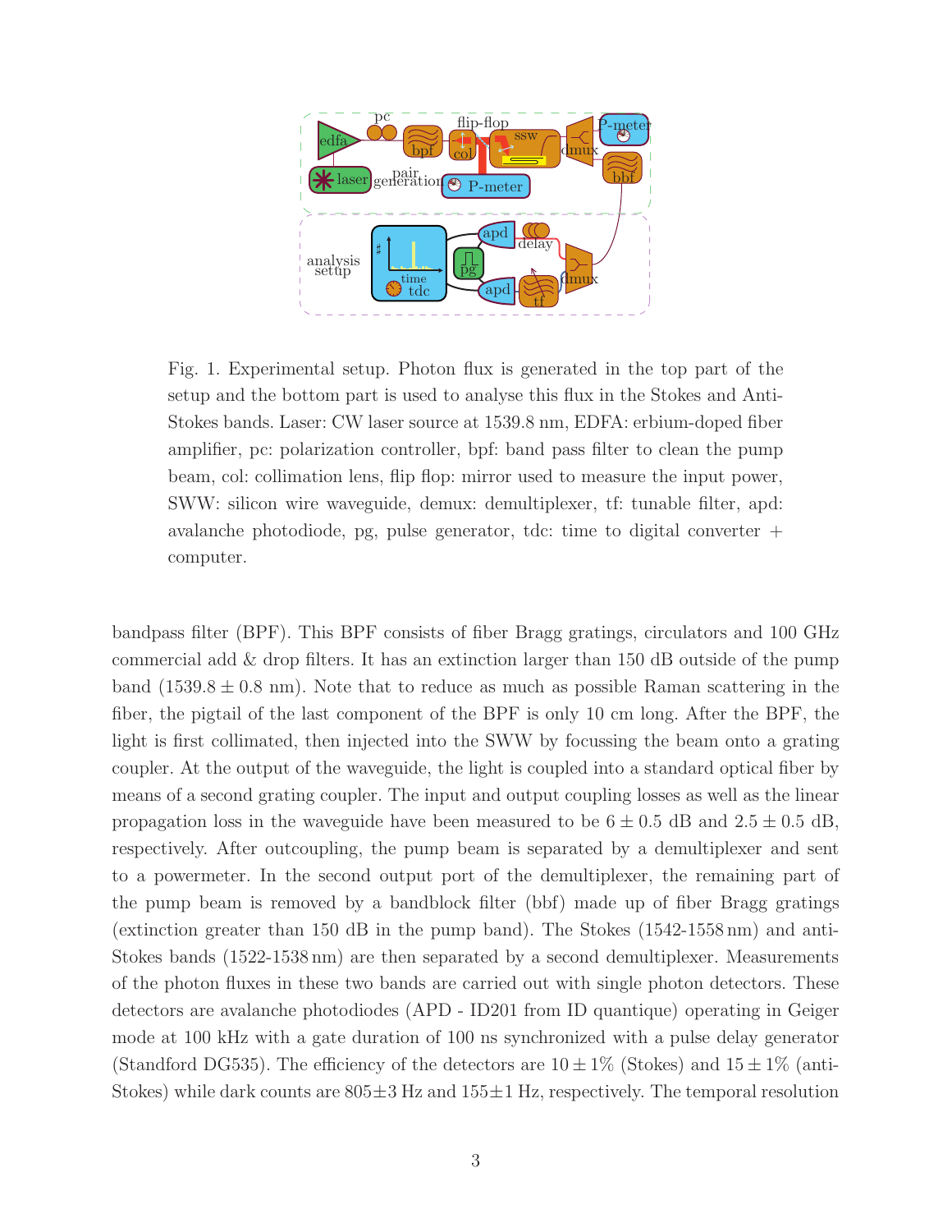Fig. 1. Experimental setup. Photon flux is generated in the top part of the setup and the bottom part is used to analyse this flux in the Stokes and Anti-Stokes bands. Laser: CW laser source at 1539.8 nm, EDFA: erbium-doped fiber amplifier, pc: polarization controller, bpf: band pass filter to clean the pump beam, col: collimation lens, flip flop: mirror used to measure the input power, SWW: silicon wire waveguide, demux: demultiplexer, tf: tunable filter, apd: avalanche photodiode, pg, pulse generator, tdc: time to digital converter + computer.

bandpass filter (BPF). This BPF consists of fiber Bragg gratings, circulators and 100 GHz commercial add & drop filters. It has an extinction larger than 150 dB outside of the pump band ($1539.8 \pm 0.8$ nm). Note that to reduce as much as possible Raman scattering in the fiber, the pigtail of the last component of the BPF is only 10 cm long. After the BPF, the light is first collimated, then injected into the SWW by focussing the beam onto a grating coupler. At the output of the waveguide, the light is coupled into a standard optical fiber by means of a second grating coupler. The input and output coupling losses as well as the linear propagation loss in the waveguide have been measured to be $6 \pm 0.5$ dB and $2.5 \pm 0.5$ dB, respectively. After outcoupling, the pump beam is separated by a demultiplexer and sent to a powermeter. In the second output port of the demultiplexer, the remaining part of the pump beam is removed by a bandblock filter (bbf) made up of fiber Bragg gratings (extinction greater than 150 dB in the pump band). The Stokes (1542-1558 nm) and anti-Stokes bands (1522-1538 nm) are then separated by a second demultiplexer. Measurements of the photon fluxes in these two bands are carried out with single photon detectors. These detectors are avalanche photodiodes (APD - ID201 from ID quantique) operating in Geiger mode at 100 kHz with a gate duration of 100 ns synchronized with a pulse delay generator (Standford DG535). The efficiency of the detectors are $10 \pm 1\%$ (Stokes) and $15 \pm 1\%$ (anti-Stokes) while dark counts are $805 \pm 3$ Hz and $155 \pm 1$ Hz, respectively. The temporal resolution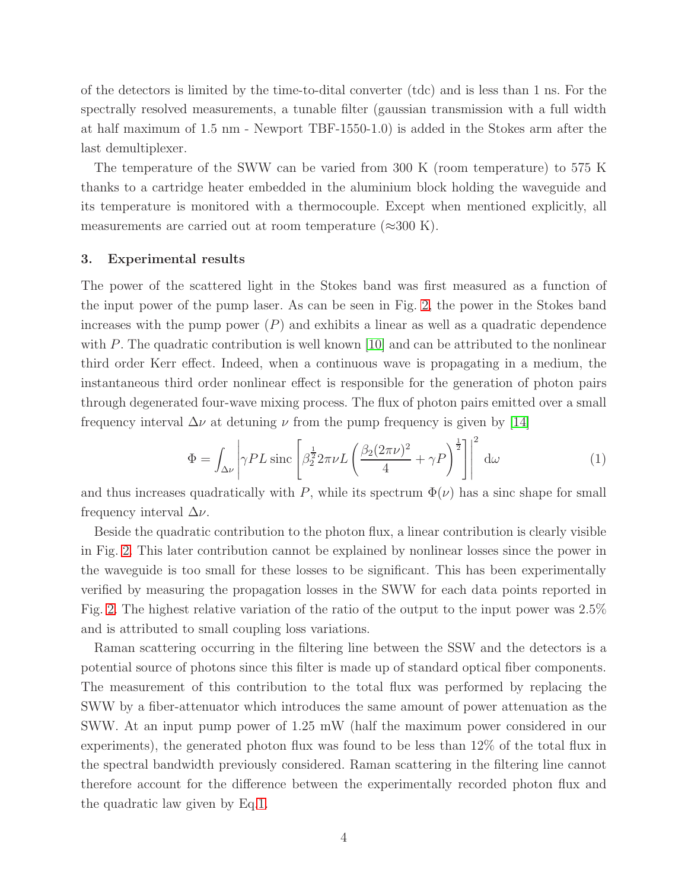of the detectors is limited by the time-to-dital converter (tdc) and is less than 1 ns. For the spectrally resolved measurements, a tunable filter (gaussian transmission with a full width at half maximum of 1.5 nm - Newport TBF-1550-1.0) is added in the Stokes arm after the last demultiplexer.

The temperature of the SWW can be varied from 300 K (room temperature) to 575 K thanks to a cartridge heater embedded in the aluminium block holding the waveguide and its temperature is monitored with a thermocouple. Except when mentioned explicitly, all measurements are carried out at room temperature (≈300 K).

### 3. Experimental results

The power of the scattered light in the Stokes band was first measured as a function of the input power of the pump laser. As can be seen in Fig. 2, the power in the Stokes band increases with the pump power ($P$) and exhibits a linear as well as a quadratic dependence with $P$. The quadratic contribution is well known [10] and can be attributed to the nonlinear third order Kerr effect. Indeed, when a continuous wave is propagating in a medium, the instantaneous third order nonlinear effect is responsible for the generation of photon pairs through degenerated four-wave mixing process. The flux of photon pairs emitted over a small frequency interval $\Delta\nu$ at detuning $\nu$ from the pump frequency is given by [14]

$$\Phi = \int_{\Delta\nu} \left| \gamma P L \,\mathrm{sinc}\left[ \beta_2^{\frac{1}{2}} 2\pi\nu L \left( \frac{\beta_2 (2\pi\nu)^2}{4} + \gamma P \right)^{\frac{1}{2}} \right] \right|^2 \mathrm{d}\omega \qquad (1)$$

and thus increases quadratically with $P$, while its spectrum $\Phi(\nu)$ has a sinc shape for small frequency interval $\Delta\nu$.

Beside the quadratic contribution to the photon flux, a linear contribution is clearly visible in Fig. 2. This later contribution cannot be explained by nonlinear losses since the power in the waveguide is too small for these losses to be significant. This has been experimentally verified by measuring the propagation losses in the SWW for each data points reported in Fig. 2. The highest relative variation of the ratio of the output to the input power was 2.5% and is attributed to small coupling loss variations.

Raman scattering occurring in the filtering line between the SSW and the detectors is a potential source of photons since this filter is made up of standard optical fiber components. The measurement of this contribution to the total flux was performed by replacing the SWW by a fiber-attenuator which introduces the same amount of power attenuation as the SWW. At an input pump power of 1.25 mW (half the maximum power considered in our experiments), the generated photon flux was found to be less than 12% of the total flux in the spectral bandwidth previously considered. Raman scattering in the filtering line cannot therefore account for the difference between the experimentally recorded photon flux and the quadratic law given by Eq.1.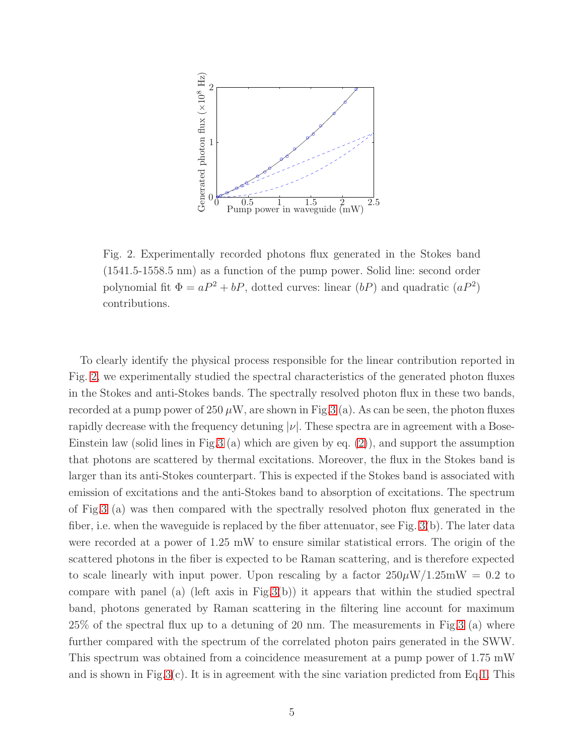Fig. 2. Experimentally recorded photons flux generated in the Stokes band (1541.5-1558.5 nm) as a function of the pump power. Solid line: second order polynomial fit $\Phi = aP^2 + bP$, dotted curves: linear ($bP$) and quadratic ($aP^2$) contributions.

To clearly identify the physical process responsible for the linear contribution reported in Fig. 2, we experimentally studied the spectral characteristics of the generated photon fluxes in the Stokes and anti-Stokes bands. The spectrally resolved photon flux in these two bands, recorded at a pump power of 250 $\mu$W, are shown in Fig.3 (a). As can be seen, the photon fluxes rapidly decrease with the frequency detuning $|\nu|$. These spectra are in agreement with a Bose-Einstein law (solid lines in Fig.3 (a) which are given by eq. (2)), and support the assumption that photons are scattered by thermal excitations. Moreover, the flux in the Stokes band is larger than its anti-Stokes counterpart. This is expected if the Stokes band is associated with emission of excitations and the anti-Stokes band to absorption of excitations. The spectrum of Fig.3 (a) was then compared with the spectrally resolved photon flux generated in the fiber, i.e. when the waveguide is replaced by the fiber attenuator, see Fig. 3(b). The later data were recorded at a power of 1.25 mW to ensure similar statistical errors. The origin of the scattered photons in the fiber is expected to be Raman scattering, and is therefore expected to scale linearly with input power. Upon rescaling by a factor $250\mu\text{W}/1.25\text{mW} = 0.2$ to compare with panel (a) (left axis in Fig.3(b)) it appears that within the studied spectral band, photons generated by Raman scattering in the filtering line account for maximum 25% of the spectral flux up to a detuning of 20 nm. The measurements in Fig.3 (a) where further compared with the spectrum of the correlated photon pairs generated in the SWW. This spectrum was obtained from a coincidence measurement at a pump power of 1.75 mW and is shown in Fig.3(c). It is in agreement with the sinc variation predicted from Eq.1. This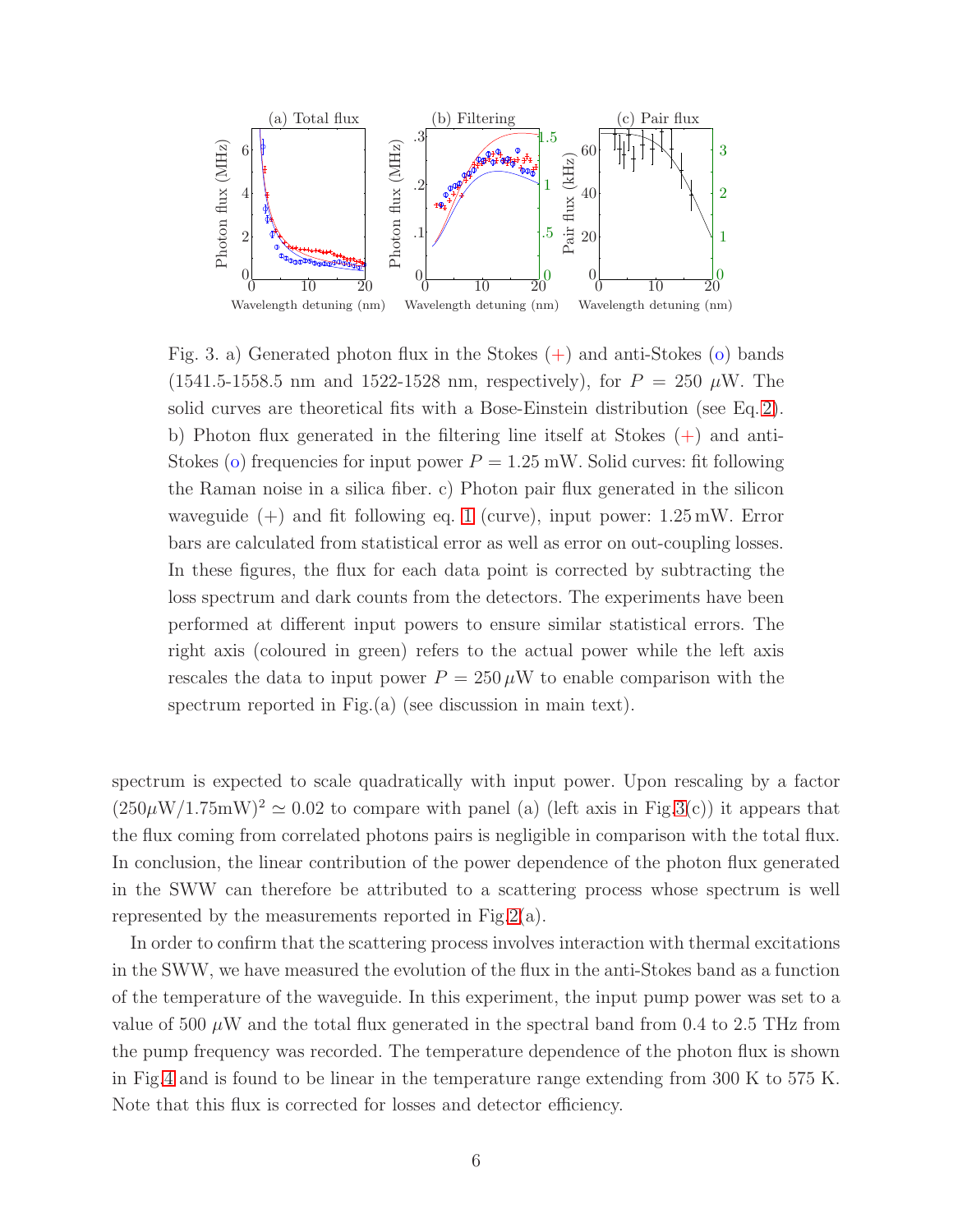Fig. 3. a) Generated photon flux in the Stokes (+) and anti-Stokes (o) bands (1541.5-1558.5 nm and 1522-1528 nm, respectively), for $P = 250\ \mu$W. The solid curves are theoretical fits with a Bose-Einstein distribution (see Eq.2). b) Photon flux generated in the filtering line itself at Stokes (+) and anti-Stokes (o) frequencies for input power $P = 1.25$ mW. Solid curves: fit following the Raman noise in a silica fiber. c) Photon pair flux generated in the silicon waveguide (+) and fit following eq. 1 (curve), input power: 1.25 mW. Error bars are calculated from statistical error as well as error on out-coupling losses. In these figures, the flux for each data point is corrected by subtracting the loss spectrum and dark counts from the detectors. The experiments have been performed at different input powers to ensure similar statistical errors. The right axis (coloured in green) refers to the actual power while the left axis rescales the data to input power $P = 250\,\mu$W to enable comparison with the spectrum reported in Fig.(a) (see discussion in main text).

spectrum is expected to scale quadratically with input power. Upon rescaling by a factor $(250\mu\text{W}/1.75\text{mW})^2 \simeq 0.02$ to compare with panel (a) (left axis in Fig.3(c)) it appears that the flux coming from correlated photons pairs is negligible in comparison with the total flux. In conclusion, the linear contribution of the power dependence of the photon flux generated in the SWW can therefore be attributed to a scattering process whose spectrum is well represented by the measurements reported in Fig.2(a).

In order to confirm that the scattering process involves interaction with thermal excitations in the SWW, we have measured the evolution of the flux in the anti-Stokes band as a function of the temperature of the waveguide. In this experiment, the input pump power was set to a value of 500 $\mu$W and the total flux generated in the spectral band from 0.4 to 2.5 THz from the pump frequency was recorded. The temperature dependence of the photon flux is shown in Fig.4 and is found to be linear in the temperature range extending from 300 K to 575 K. Note that this flux is corrected for losses and detector efficiency.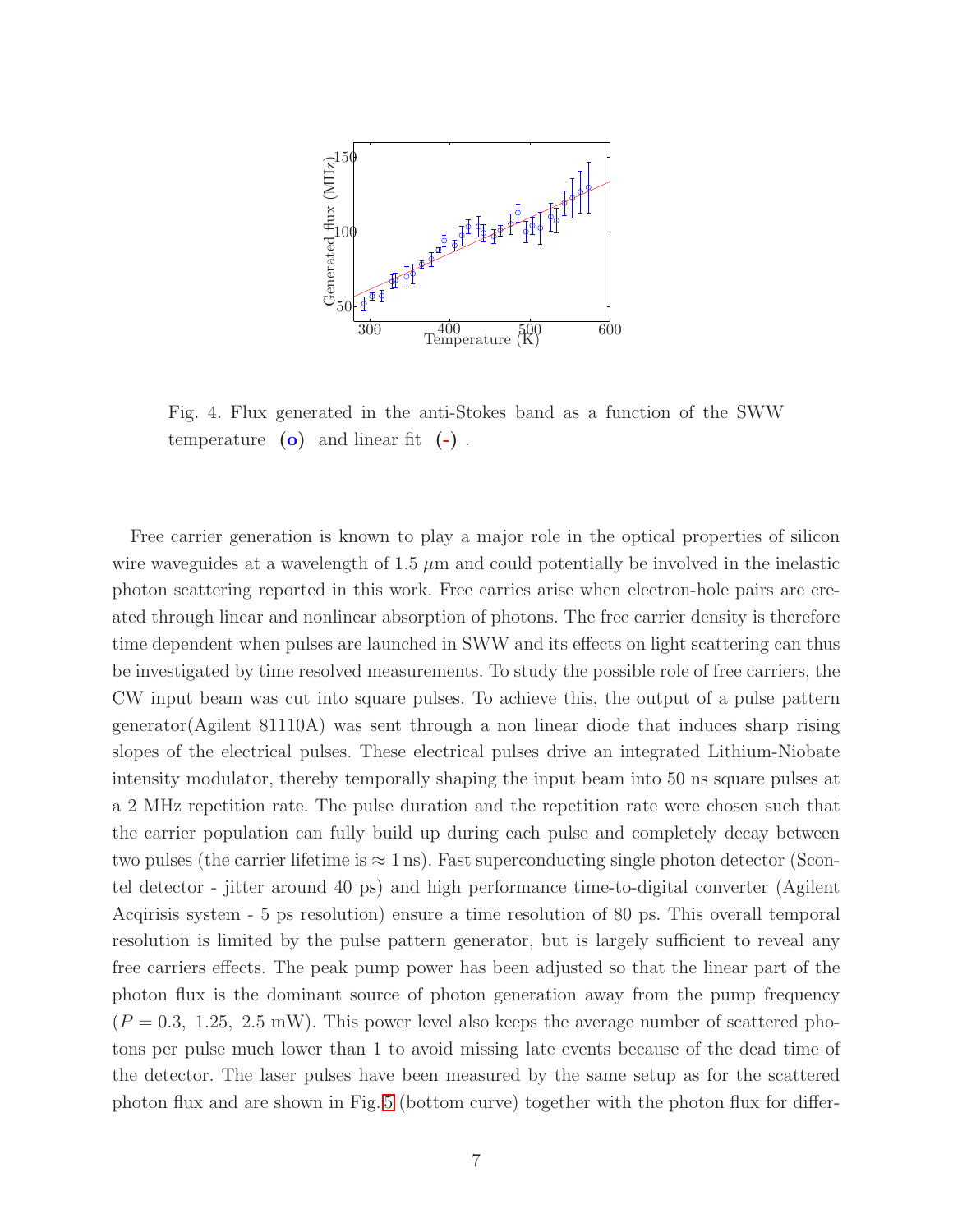Fig. 4. Flux generated in the anti-Stokes band as a function of the SWW temperature (o) and linear fit (-) .

Free carrier generation is known to play a major role in the optical properties of silicon wire waveguides at a wavelength of 1.5 $\mu$m and could potentially be involved in the inelastic photon scattering reported in this work. Free carries arise when electron-hole pairs are created through linear and nonlinear absorption of photons. The free carrier density is therefore time dependent when pulses are launched in SWW and its effects on light scattering can thus be investigated by time resolved measurements. To study the possible role of free carriers, the CW input beam was cut into square pulses. To achieve this, the output of a pulse pattern generator(Agilent 81110A) was sent through a non linear diode that induces sharp rising slopes of the electrical pulses. These electrical pulses drive an integrated Lithium-Niobate intensity modulator, thereby temporally shaping the input beam into 50 ns square pulses at a 2 MHz repetition rate. The pulse duration and the repetition rate were chosen such that the carrier population can fully build up during each pulse and completely decay between two pulses (the carrier lifetime is $\approx 1\,$ns). Fast superconducting single photon detector (Scontel detector - jitter around 40 ps) and high performance time-to-digital converter (Agilent Acqirisis system - 5 ps resolution) ensure a time resolution of 80 ps. This overall temporal resolution is limited by the pulse pattern generator, but is largely sufficient to reveal any free carriers effects. The peak pump power has been adjusted so that the linear part of the photon flux is the dominant source of photon generation away from the pump frequency ($P = 0.3,\ 1.25,\ 2.5$ mW). This power level also keeps the average number of scattered photons per pulse much lower than 1 to avoid missing late events because of the dead time of the detector. The laser pulses have been measured by the same setup as for the scattered photon flux and are shown in Fig.5 (bottom curve) together with the photon flux for differ-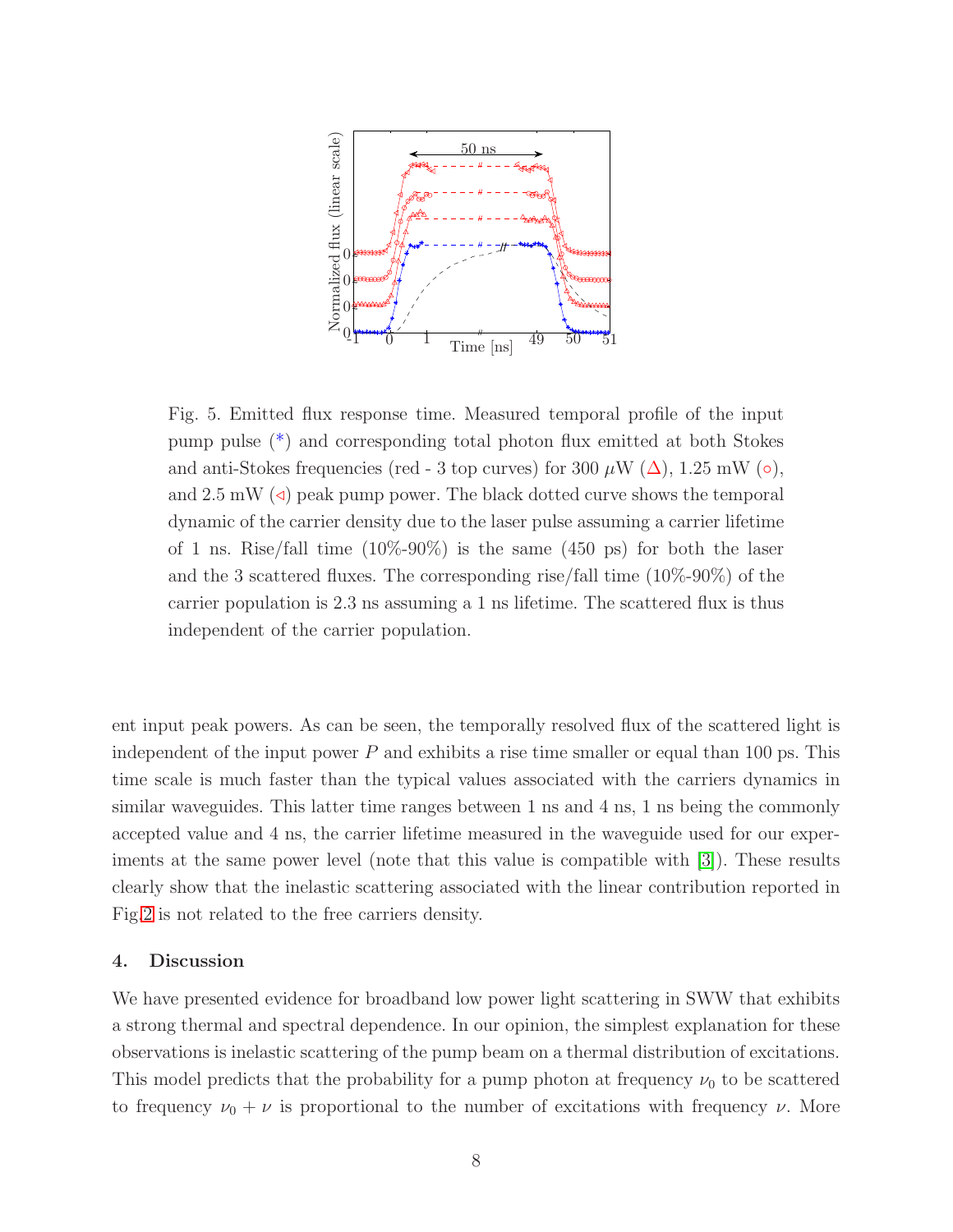Fig. 5. Emitted flux response time. Measured temporal profile of the input pump pulse (*) and corresponding total photon flux emitted at both Stokes and anti-Stokes frequencies (red - 3 top curves) for 300 $\mu$W ($\Delta$), 1.25 mW ($\circ$), and 2.5 mW ($\triangleleft$) peak pump power. The black dotted curve shows the temporal dynamic of the carrier density due to the laser pulse assuming a carrier lifetime of 1 ns. Rise/fall time (10%-90%) is the same (450 ps) for both the laser and the 3 scattered fluxes. The corresponding rise/fall time (10%-90%) of the carrier population is 2.3 ns assuming a 1 ns lifetime. The scattered flux is thus independent of the carrier population.

ent input peak powers. As can be seen, the temporally resolved flux of the scattered light is independent of the input power $P$ and exhibits a rise time smaller or equal than 100 ps. This time scale is much faster than the typical values associated with the carriers dynamics in similar waveguides. This latter time ranges between 1 ns and 4 ns, 1 ns being the commonly accepted value and 4 ns, the carrier lifetime measured in the waveguide used for our experiments at the same power level (note that this value is compatible with [3]). These results clearly show that the inelastic scattering associated with the linear contribution reported in Fig.2 is not related to the free carriers density.

## 4. Discussion

We have presented evidence for broadband low power light scattering in SWW that exhibits a strong thermal and spectral dependence. In our opinion, the simplest explanation for these observations is inelastic scattering of the pump beam on a thermal distribution of excitations. This model predicts that the probability for a pump photon at frequency $\nu_0$ to be scattered to frequency $\nu_0 + \nu$ is proportional to the number of excitations with frequency $\nu$. More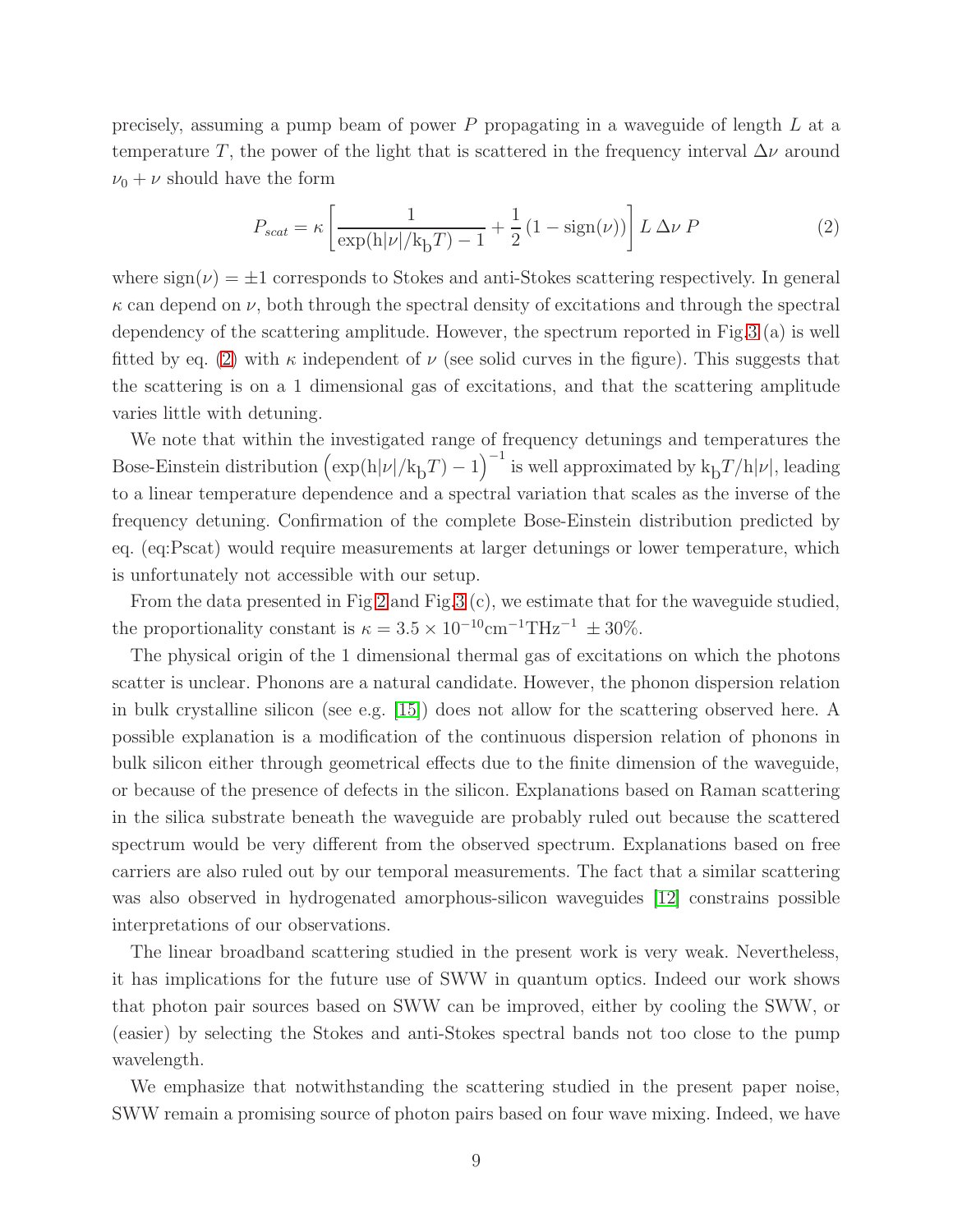precisely, assuming a pump beam of power $P$ propagating in a waveguide of length $L$ at a temperature $T$, the power of the light that is scattered in the frequency interval $\Delta\nu$ around $\nu_0 + \nu$ should have the form

$$P_{scat} = \kappa \left[ \frac{1}{\exp(\mathrm{h}|\nu|/\mathrm{k_b}T) - 1} + \frac{1}{2}\left(1 - \mathrm{sign}(\nu)\right) \right] L \, \Delta\nu \, P \tag{2}$$

where $\mathrm{sign}(\nu) = \pm 1$ corresponds to Stokes and anti-Stokes scattering respectively. In general $\kappa$ can depend on $\nu$, both through the spectral density of excitations and through the spectral dependency of the scattering amplitude. However, the spectrum reported in Fig.3 (a) is well fitted by eq. (2) with $\kappa$ independent of $\nu$ (see solid curves in the figure). This suggests that the scattering is on a 1 dimensional gas of excitations, and that the scattering amplitude varies little with detuning.

We note that within the investigated range of frequency detunings and temperatures the Bose-Einstein distribution $\left(\exp(\mathrm{h}|\nu|/\mathrm{k_b}T) - 1\right)^{-1}$ is well approximated by $\mathrm{k_b}T/\mathrm{h}|\nu|$, leading to a linear temperature dependence and a spectral variation that scales as the inverse of the frequency detuning. Confirmation of the complete Bose-Einstein distribution predicted by eq. (eq:Pscat) would require measurements at larger detunings or lower temperature, which is unfortunately not accessible with our setup.

From the data presented in Fig.2 and Fig.3 (c), we estimate that for the waveguide studied, the proportionality constant is $\kappa = 3.5 \times 10^{-10}\mathrm{cm}^{-1}\mathrm{THz}^{-1} \pm 30\%$.

The physical origin of the 1 dimensional thermal gas of excitations on which the photons scatter is unclear. Phonons are a natural candidate. However, the phonon dispersion relation in bulk crystalline silicon (see e.g. [15]) does not allow for the scattering observed here. A possible explanation is a modification of the continuous dispersion relation of phonons in bulk silicon either through geometrical effects due to the finite dimension of the waveguide, or because of the presence of defects in the silicon. Explanations based on Raman scattering in the silica substrate beneath the waveguide are probably ruled out because the scattered spectrum would be very different from the observed spectrum. Explanations based on free carriers are also ruled out by our temporal measurements. The fact that a similar scattering was also observed in hydrogenated amorphous-silicon waveguides [12] constrains possible interpretations of our observations.

The linear broadband scattering studied in the present work is very weak. Nevertheless, it has implications for the future use of SWW in quantum optics. Indeed our work shows that photon pair sources based on SWW can be improved, either by cooling the SWW, or (easier) by selecting the Stokes and anti-Stokes spectral bands not too close to the pump wavelength.

We emphasize that notwithstanding the scattering studied in the present paper noise, SWW remain a promising source of photon pairs based on four wave mixing. Indeed, we have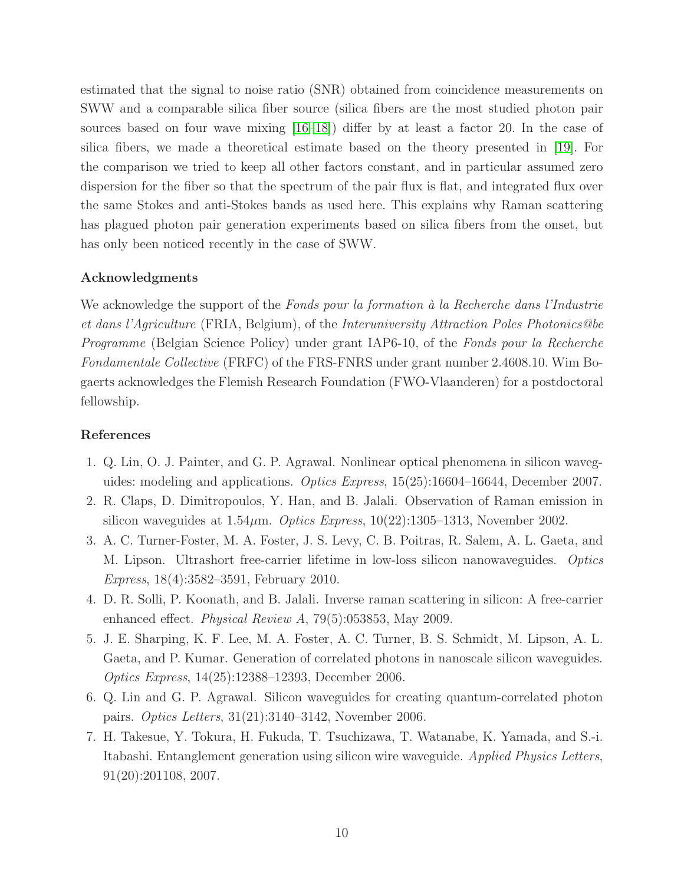estimated that the signal to noise ratio (SNR) obtained from coincidence measurements on SWW and a comparable silica fiber source (silica fibers are the most studied photon pair sources based on four wave mixing [16–18]) differ by at least a factor 20. In the case of silica fibers, we made a theoretical estimate based on the theory presented in [19]. For the comparison we tried to keep all other factors constant, and in particular assumed zero dispersion for the fiber so that the spectrum of the pair flux is flat, and integrated flux over the same Stokes and anti-Stokes bands as used here. This explains why Raman scattering has plagued photon pair generation experiments based on silica fibers from the onset, but has only been noticed recently in the case of SWW.

### Acknowledgments

We acknowledge the support of the *Fonds pour la formation à la Recherche dans l'Industrie et dans l'Agriculture* (FRIA, Belgium), of the *Interuniversity Attraction Poles Photonics@be Programme* (Belgian Science Policy) under grant IAP6-10, of the *Fonds pour la Recherche Fondamentale Collective* (FRFC) of the FRS-FNRS under grant number 2.4608.10. Wim Bogaerts acknowledges the Flemish Research Foundation (FWO-Vlaanderen) for a postdoctoral fellowship.

### References

1. Q. Lin, O. J. Painter, and G. P. Agrawal. Nonlinear optical phenomena in silicon waveguides: modeling and applications. *Optics Express*, 15(25):16604–16644, December 2007.
2. R. Claps, D. Dimitropoulos, Y. Han, and B. Jalali. Observation of Raman emission in silicon waveguides at 1.54$\mu$m. *Optics Express*, 10(22):1305–1313, November 2002.
3. A. C. Turner-Foster, M. A. Foster, J. S. Levy, C. B. Poitras, R. Salem, A. L. Gaeta, and M. Lipson. Ultrashort free-carrier lifetime in low-loss silicon nanowaveguides. *Optics Express*, 18(4):3582–3591, February 2010.
4. D. R. Solli, P. Koonath, and B. Jalali. Inverse raman scattering in silicon: A free-carrier enhanced effect. *Physical Review A*, 79(5):053853, May 2009.
5. J. E. Sharping, K. F. Lee, M. A. Foster, A. C. Turner, B. S. Schmidt, M. Lipson, A. L. Gaeta, and P. Kumar. Generation of correlated photons in nanoscale silicon waveguides. *Optics Express*, 14(25):12388–12393, December 2006.
6. Q. Lin and G. P. Agrawal. Silicon waveguides for creating quantum-correlated photon pairs. *Optics Letters*, 31(21):3140–3142, November 2006.
7. H. Takesue, Y. Tokura, H. Fukuda, T. Tsuchizawa, T. Watanabe, K. Yamada, and S.-i. Itabashi. Entanglement generation using silicon wire waveguide. *Applied Physics Letters*, 91(20):201108, 2007.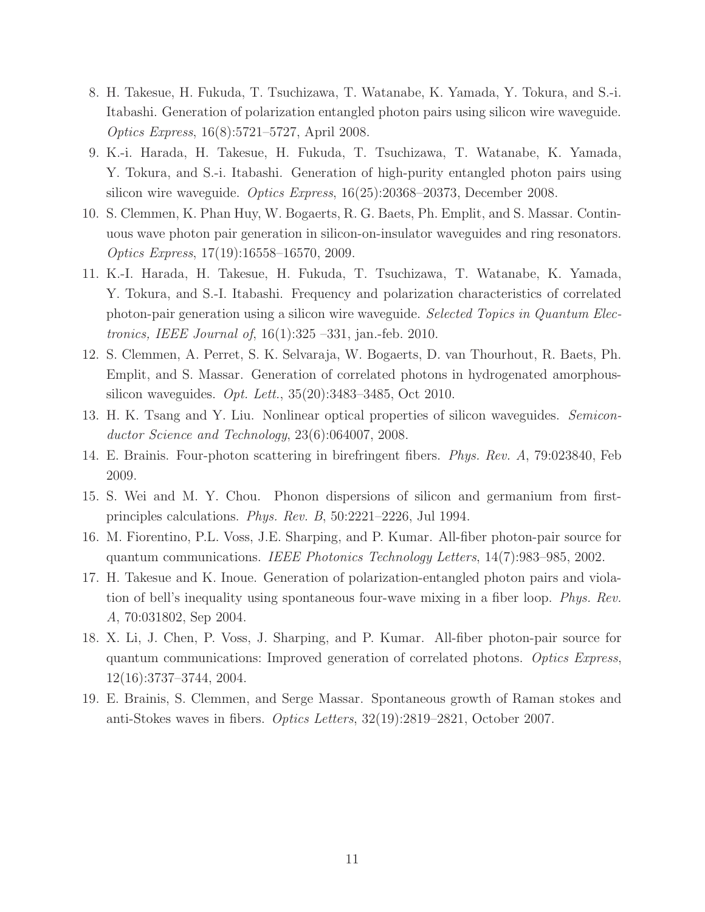8. H. Takesue, H. Fukuda, T. Tsuchizawa, T. Watanabe, K. Yamada, Y. Tokura, and S.-i. Itabashi. Generation of polarization entangled photon pairs using silicon wire waveguide. *Optics Express*, 16(8):5721–5727, April 2008.
9. K.-i. Harada, H. Takesue, H. Fukuda, T. Tsuchizawa, T. Watanabe, K. Yamada, Y. Tokura, and S.-i. Itabashi. Generation of high-purity entangled photon pairs using silicon wire waveguide. *Optics Express*, 16(25):20368–20373, December 2008.
10. S. Clemmen, K. Phan Huy, W. Bogaerts, R. G. Baets, Ph. Emplit, and S. Massar. Continuous wave photon pair generation in silicon-on-insulator waveguides and ring resonators. *Optics Express*, 17(19):16558–16570, 2009.
11. K.-I. Harada, H. Takesue, H. Fukuda, T. Tsuchizawa, T. Watanabe, K. Yamada, Y. Tokura, and S.-I. Itabashi. Frequency and polarization characteristics of correlated photon-pair generation using a silicon wire waveguide. *Selected Topics in Quantum Electronics, IEEE Journal of*, 16(1):325 –331, jan.-feb. 2010.
12. S. Clemmen, A. Perret, S. K. Selvaraja, W. Bogaerts, D. van Thourhout, R. Baets, Ph. Emplit, and S. Massar. Generation of correlated photons in hydrogenated amorphous-silicon waveguides. *Opt. Lett.*, 35(20):3483–3485, Oct 2010.
13. H. K. Tsang and Y. Liu. Nonlinear optical properties of silicon waveguides. *Semiconductor Science and Technology*, 23(6):064007, 2008.
14. E. Brainis. Four-photon scattering in birefringent fibers. *Phys. Rev. A*, 79:023840, Feb 2009.
15. S. Wei and M. Y. Chou. Phonon dispersions of silicon and germanium from first-principles calculations. *Phys. Rev. B*, 50:2221–2226, Jul 1994.
16. M. Fiorentino, P.L. Voss, J.E. Sharping, and P. Kumar. All-fiber photon-pair source for quantum communications. *IEEE Photonics Technology Letters*, 14(7):983–985, 2002.
17. H. Takesue and K. Inoue. Generation of polarization-entangled photon pairs and violation of bell's inequality using spontaneous four-wave mixing in a fiber loop. *Phys. Rev. A*, 70:031802, Sep 2004.
18. X. Li, J. Chen, P. Voss, J. Sharping, and P. Kumar. All-fiber photon-pair source for quantum communications: Improved generation of correlated photons. *Optics Express*, 12(16):3737–3744, 2004.
19. E. Brainis, S. Clemmen, and Serge Massar. Spontaneous growth of Raman stokes and anti-Stokes waves in fibers. *Optics Letters*, 32(19):2819–2821, October 2007.